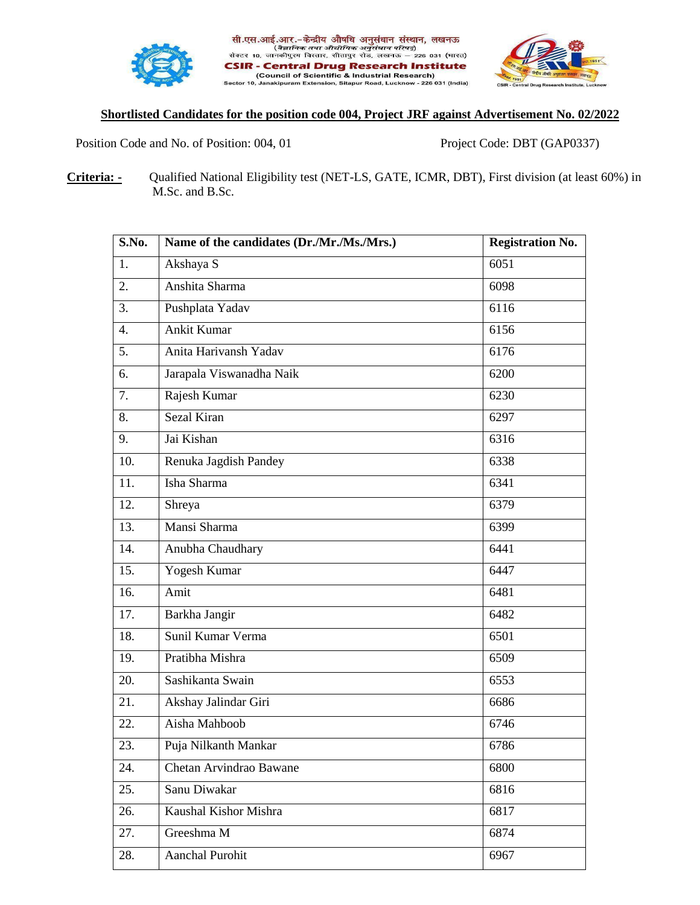सी.एस.आई.आर.-केन्द्रीय औषधि अनुसंधान संस्थान, लखनऊ
(वैज्ञानिक तथा औद्योगिक अनुसंधान परिषद)
सेक्टर 10, जानकीपुरम विस्तार, सीतापुर रोड, लखनऊ – 226 031 (भारत)

**CSIR - Central Drug Research Institute**
(Council of Scientific & Industrial Research)
Sector 10, Janakipuram Extension, Sitapur Road, Lucknow - 226 031 (India)

## Shortlisted Candidates for the position code 004, Project JRF against Advertisement No. 02/2022

Position Code and No. of Position: 004, 01 Project Code: DBT (GAP0337)

**Criteria: -** Qualified National Eligibility test (NET-LS, GATE, ICMR, DBT), First division (at least 60%) in M.Sc. and B.Sc.

| S.No. | Name of the candidates (Dr./Mr./Ms./Mrs.) | Registration No. |
|---|---|---|
| 1. | Akshaya S | 6051 |
| 2. | Anshita Sharma | 6098 |
| 3. | Pushplata Yadav | 6116 |
| 4. | Ankit Kumar | 6156 |
| 5. | Anita Harivansh Yadav | 6176 |
| 6. | Jarapala Viswanadha Naik | 6200 |
| 7. | Rajesh Kumar | 6230 |
| 8. | Sezal Kiran | 6297 |
| 9. | Jai Kishan | 6316 |
| 10. | Renuka Jagdish Pandey | 6338 |
| 11. | Isha Sharma | 6341 |
| 12. | Shreya | 6379 |
| 13. | Mansi Sharma | 6399 |
| 14. | Anubha Chaudhary | 6441 |
| 15. | Yogesh Kumar | 6447 |
| 16. | Amit | 6481 |
| 17. | Barkha Jangir | 6482 |
| 18. | Sunil Kumar Verma | 6501 |
| 19. | Pratibha Mishra | 6509 |
| 20. | Sashikanta Swain | 6553 |
| 21. | Akshay Jalindar Giri | 6686 |
| 22. | Aisha Mahboob | 6746 |
| 23. | Puja Nilkanth Mankar | 6786 |
| 24. | Chetan Arvindrao Bawane | 6800 |
| 25. | Sanu Diwakar | 6816 |
| 26. | Kaushal Kishor Mishra | 6817 |
| 27. | Greeshma M | 6874 |
| 28. | Aanchal Purohit | 6967 |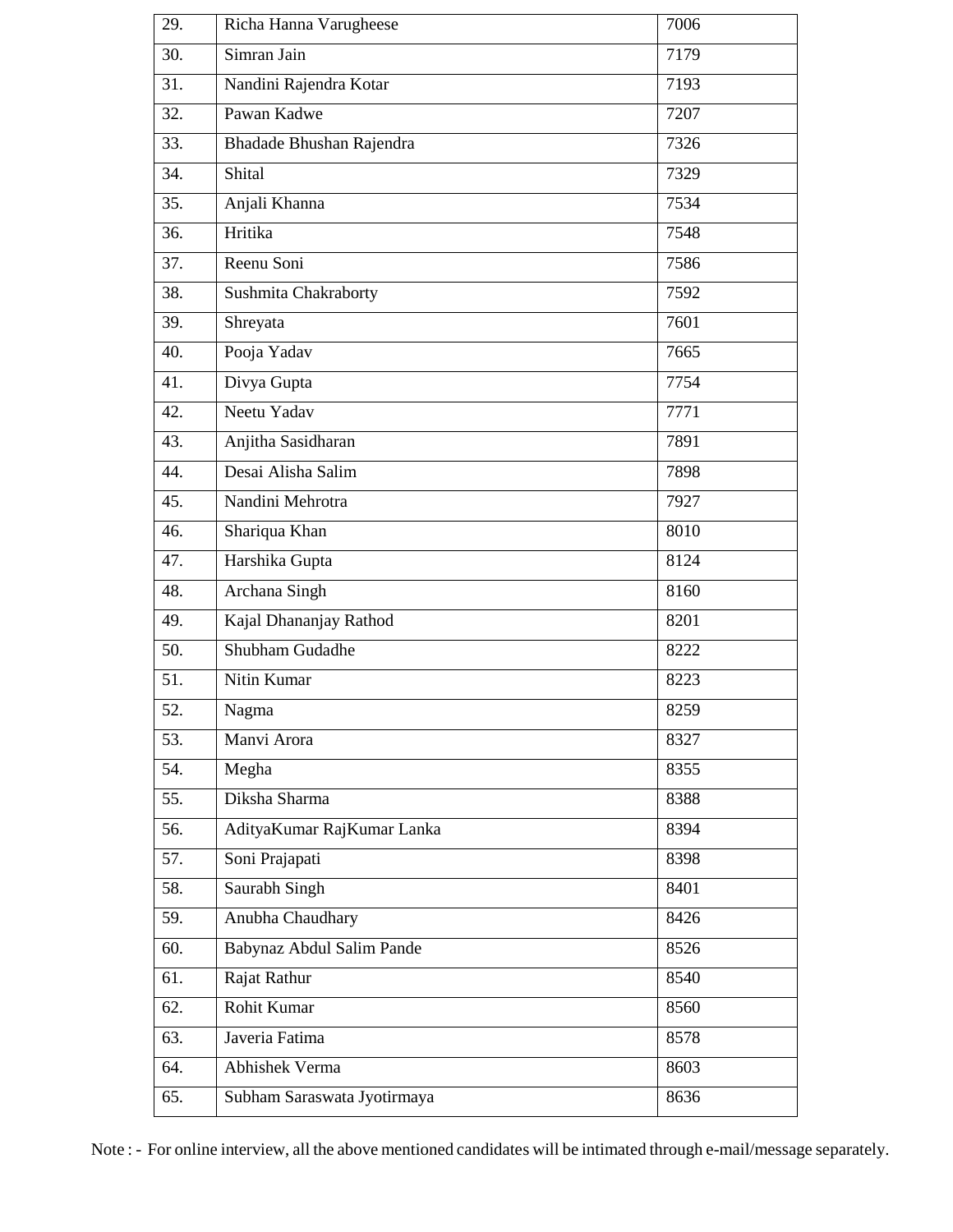| | | |
|---|---|---|
| 29. | Richa Hanna Varugheese | 7006 |
| 30. | Simran Jain | 7179 |
| 31. | Nandini Rajendra Kotar | 7193 |
| 32. | Pawan Kadwe | 7207 |
| 33. | Bhadade Bhushan Rajendra | 7326 |
| 34. | Shital | 7329 |
| 35. | Anjali Khanna | 7534 |
| 36. | Hritika | 7548 |
| 37. | Reenu Soni | 7586 |
| 38. | Sushmita Chakraborty | 7592 |
| 39. | Shreyata | 7601 |
| 40. | Pooja Yadav | 7665 |
| 41. | Divya Gupta | 7754 |
| 42. | Neetu Yadav | 7771 |
| 43. | Anjitha Sasidharan | 7891 |
| 44. | Desai Alisha Salim | 7898 |
| 45. | Nandini Mehrotra | 7927 |
| 46. | Shariqua Khan | 8010 |
| 47. | Harshika Gupta | 8124 |
| 48. | Archana Singh | 8160 |
| 49. | Kajal Dhananjay Rathod | 8201 |
| 50. | Shubham Gudadhe | 8222 |
| 51. | Nitin Kumar | 8223 |
| 52. | Nagma | 8259 |
| 53. | Manvi Arora | 8327 |
| 54. | Megha | 8355 |
| 55. | Diksha Sharma | 8388 |
| 56. | AdityaKumar RajKumar Lanka | 8394 |
| 57. | Soni Prajapati | 8398 |
| 58. | Saurabh Singh | 8401 |
| 59. | Anubha Chaudhary | 8426 |
| 60. | Babynaz Abdul Salim Pande | 8526 |
| 61. | Rajat Rathur | 8540 |
| 62. | Rohit Kumar | 8560 |
| 63. | Javeria Fatima | 8578 |
| 64. | Abhishek Verma | 8603 |
| 65. | Subham Saraswata Jyotirmaya | 8636 |

Note : - For online interview, all the above mentioned candidates will be intimated through e-mail/message separately.